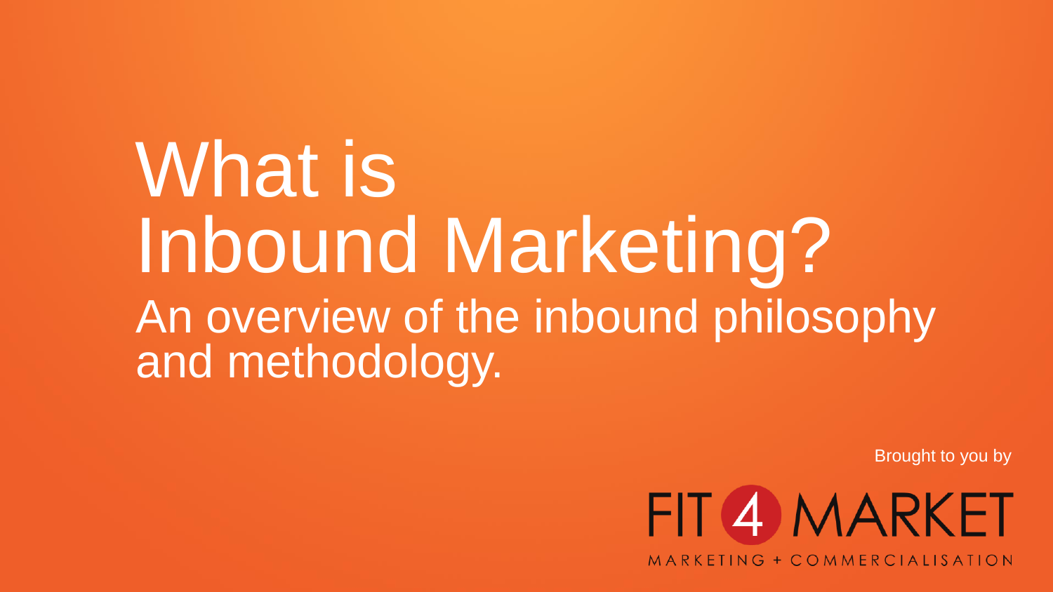# What is Inbound Marketing?

## An overview of the inbound philosophy and methodology.

Brought to you by

FIT 4 MARKET

MARKETING + COMMERCIALISATION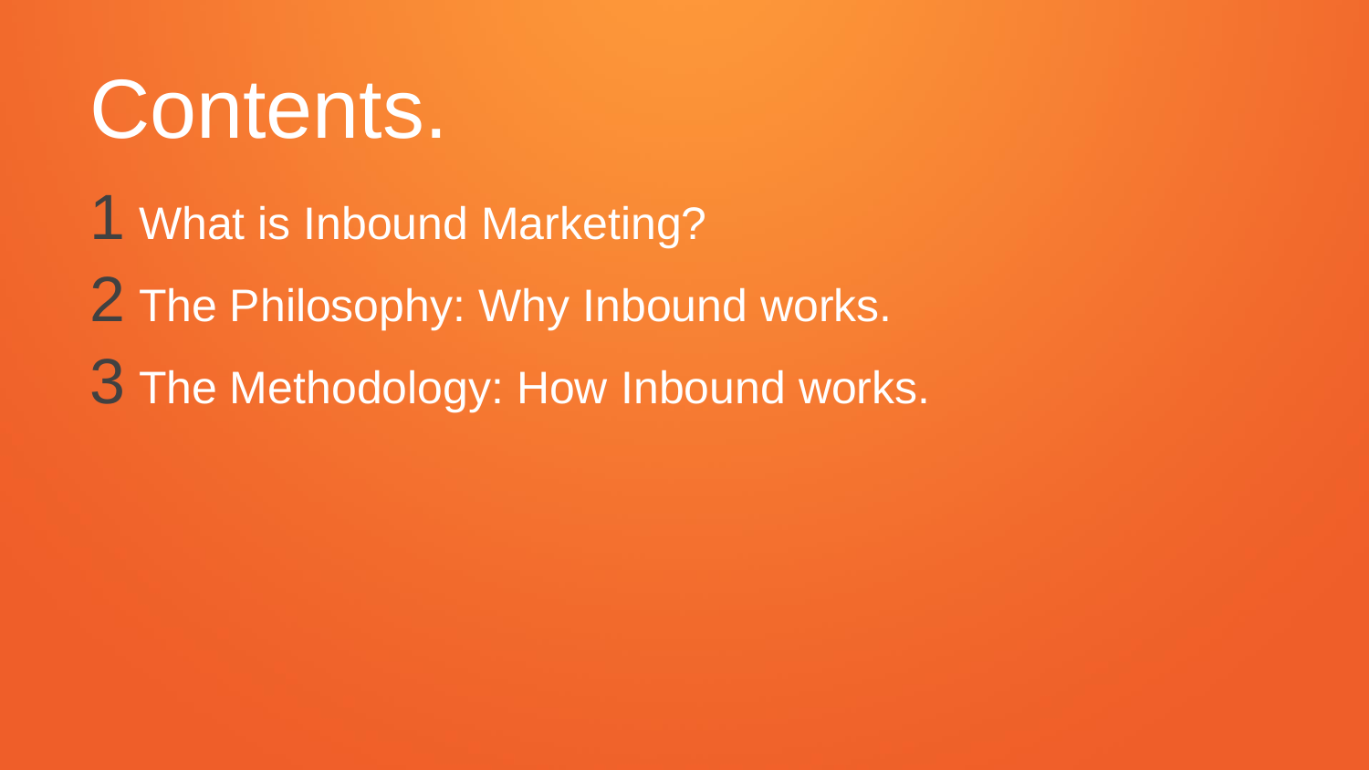# Contents.

1 What is Inbound Marketing?

2 The Philosophy: Why Inbound works.

3 The Methodology: How Inbound works.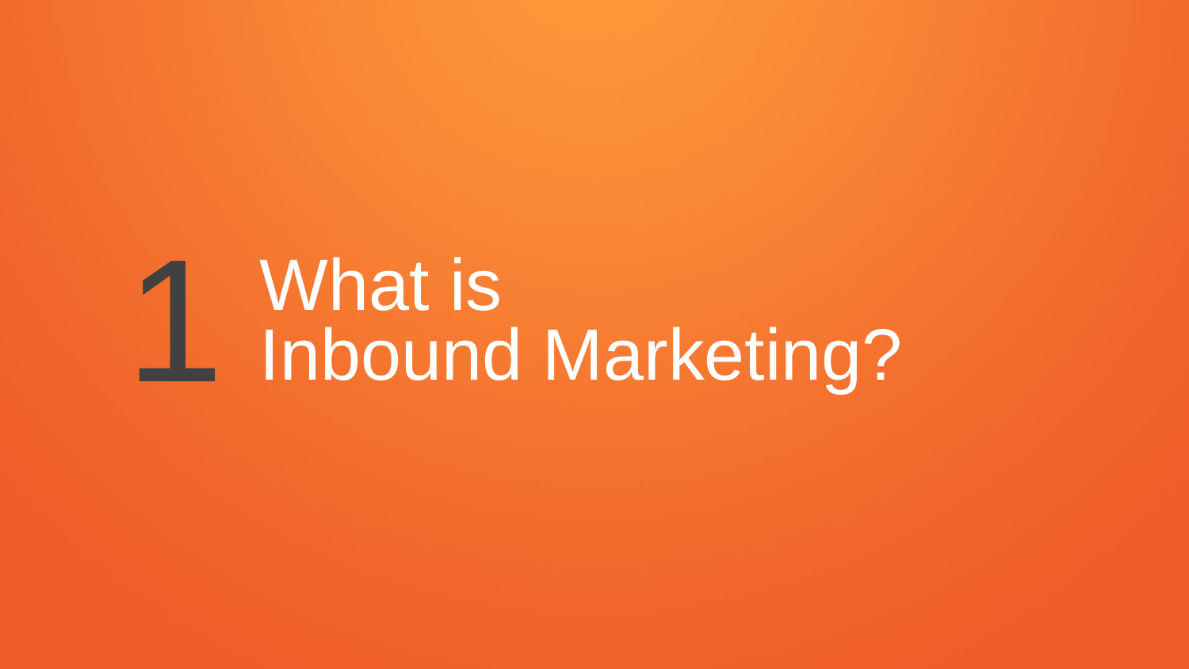# 1 What is Inbound Marketing?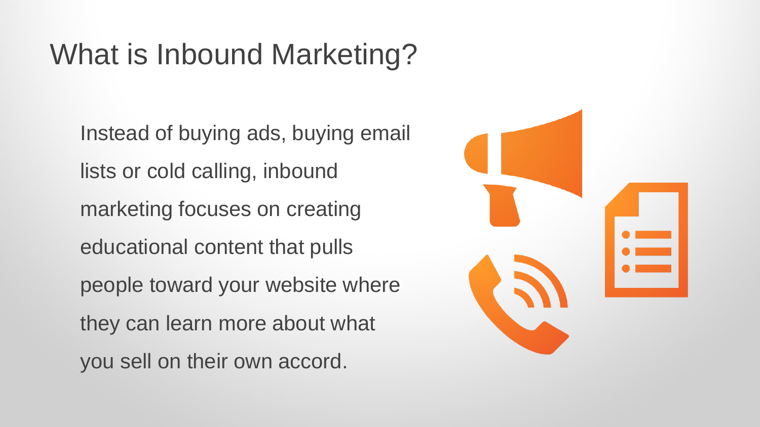# What is Inbound Marketing?

Instead of buying ads, buying email lists or cold calling, inbound marketing focuses on creating educational content that pulls people toward your website where they can learn more about what you sell on their own accord.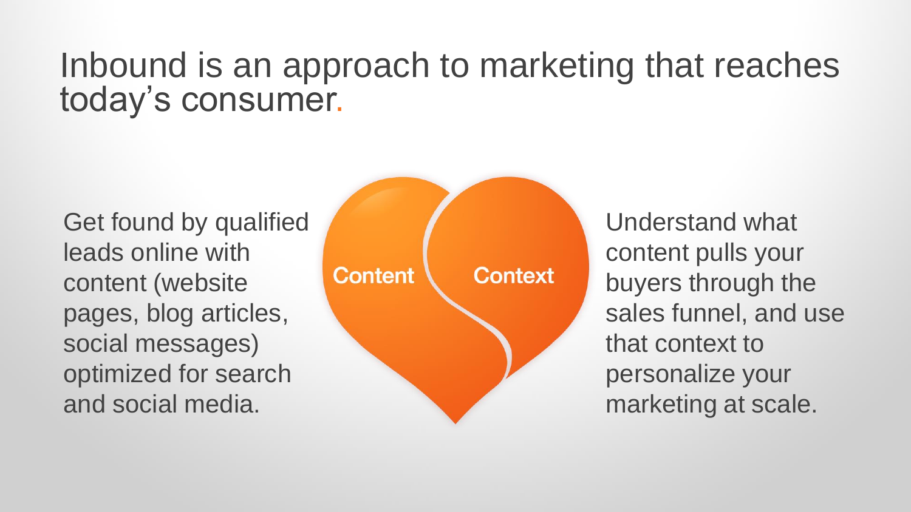# Inbound is an approach to marketing that reaches today's consumer.

Get found by qualified leads online with content (website pages, blog articles, social messages) optimized for search and social media.

**Content**

**Context**

Understand what content pulls your buyers through the sales funnel, and use that context to personalize your marketing at scale.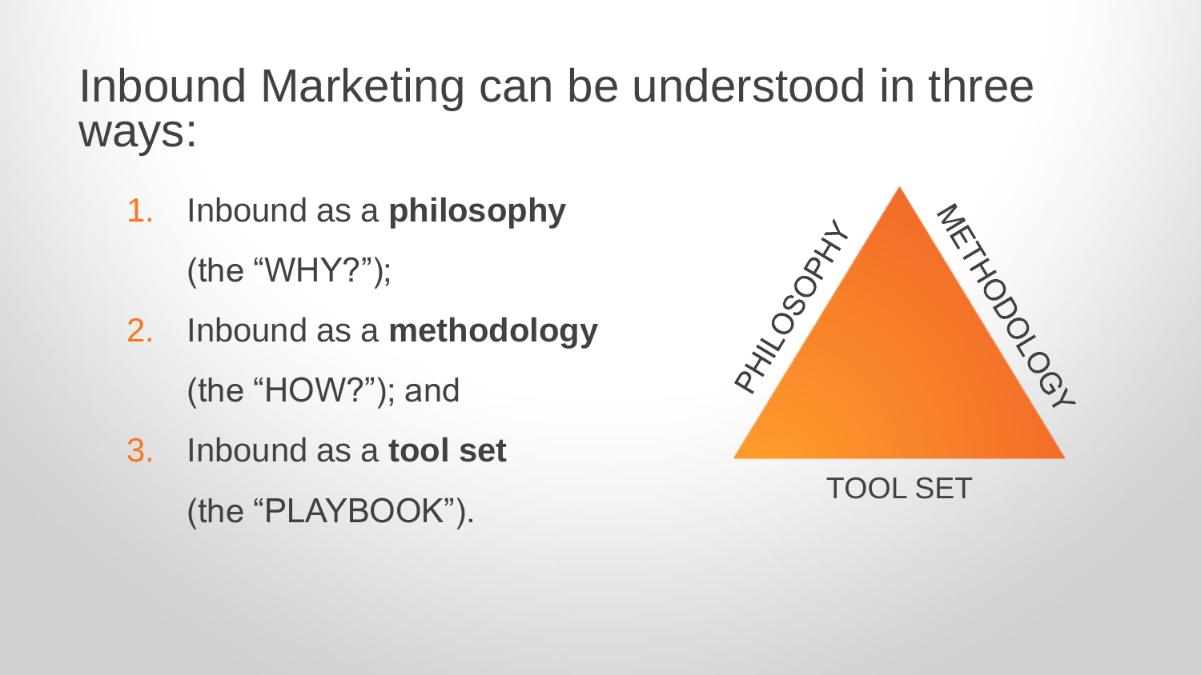# Inbound Marketing can be understood in three ways:

1. Inbound as a **philosophy**
   (the "WHY?");
2. Inbound as a **methodology**
   (the "HOW?"); and
3. Inbound as a **tool set**
   (the "PLAYBOOK").

PHILOSOPHY

METHODOLOGY

TOOL SET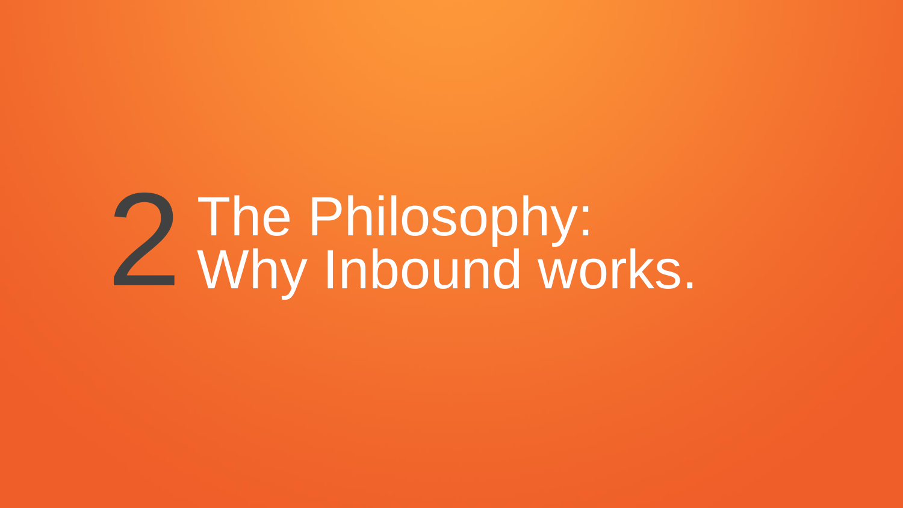# 2 The Philosophy: Why Inbound works.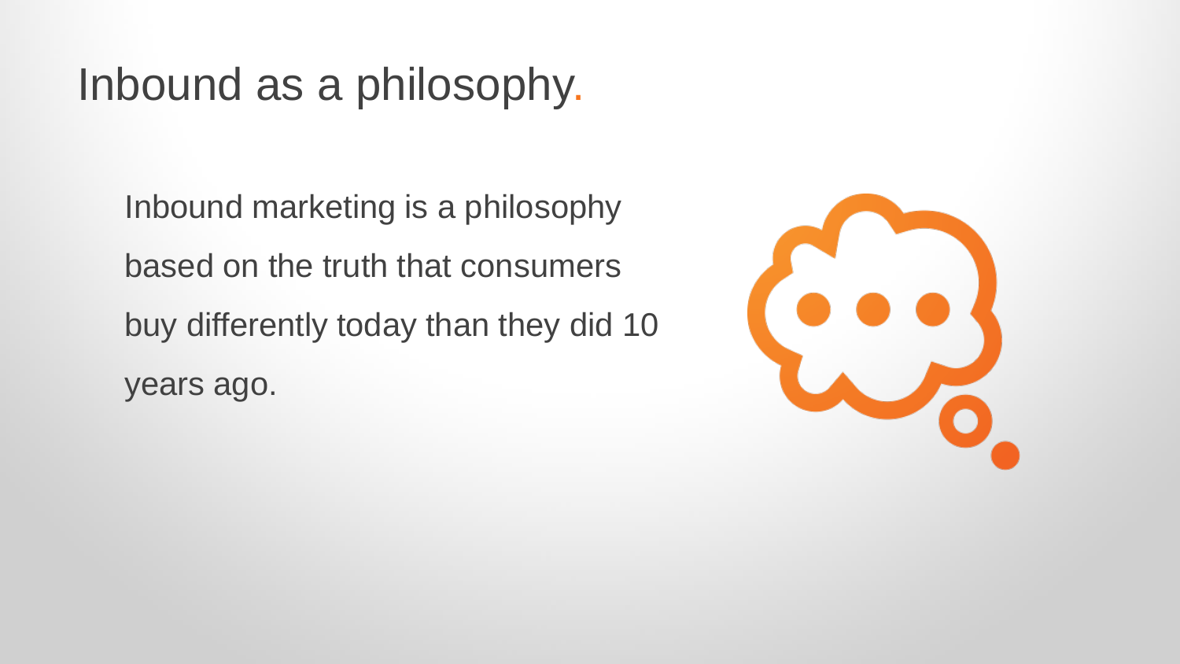# Inbound as a philosophy.

Inbound marketing is a philosophy based on the truth that consumers buy differently today than they did 10 years ago.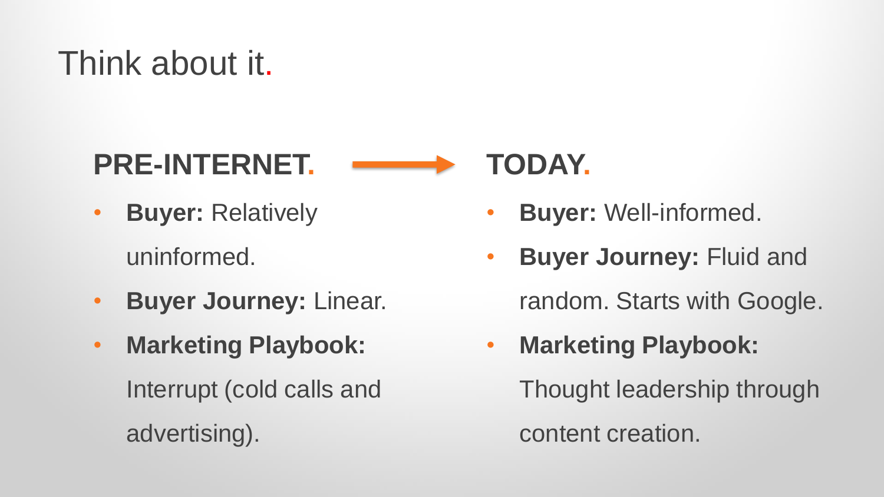# Think about it.

## PRE-INTERNET.

- **Buyer:** Relatively uninformed.
- **Buyer Journey:** Linear.
- **Marketing Playbook:** Interrupt (cold calls and advertising).

## TODAY.

- **Buyer:** Well-informed.
- **Buyer Journey:** Fluid and random. Starts with Google.
- **Marketing Playbook:** Thought leadership through content creation.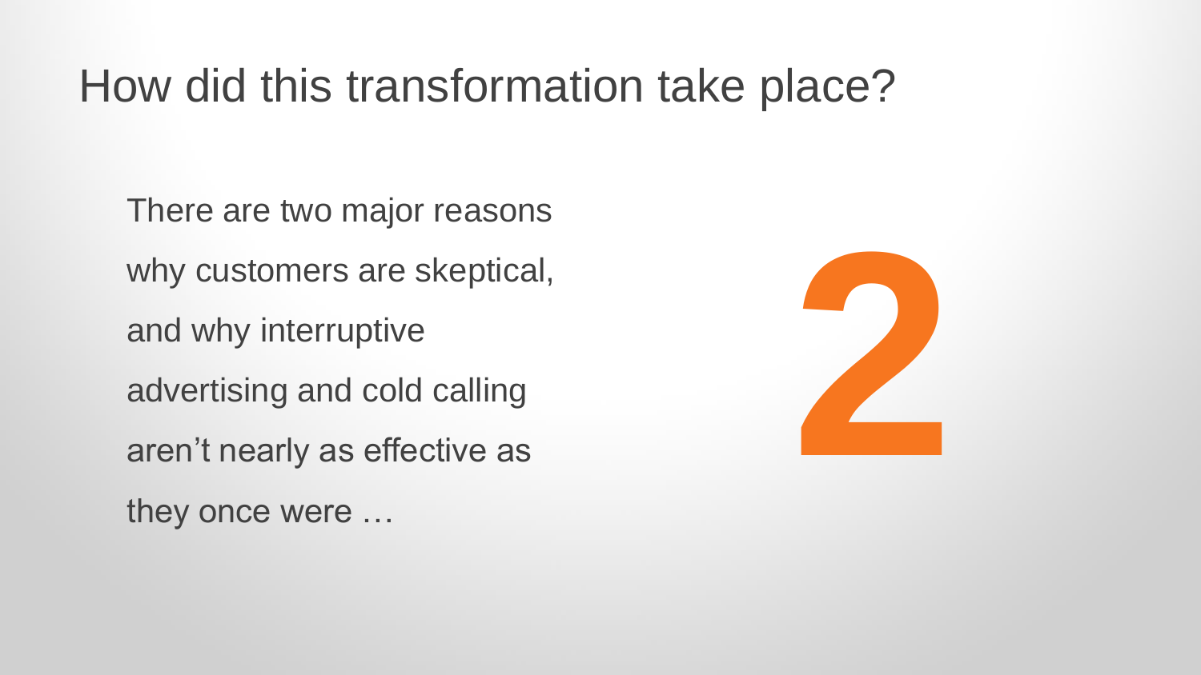# How did this transformation take place?

There are two major reasons why customers are skeptical, and why interruptive advertising and cold calling aren't nearly as effective as they once were …

**2**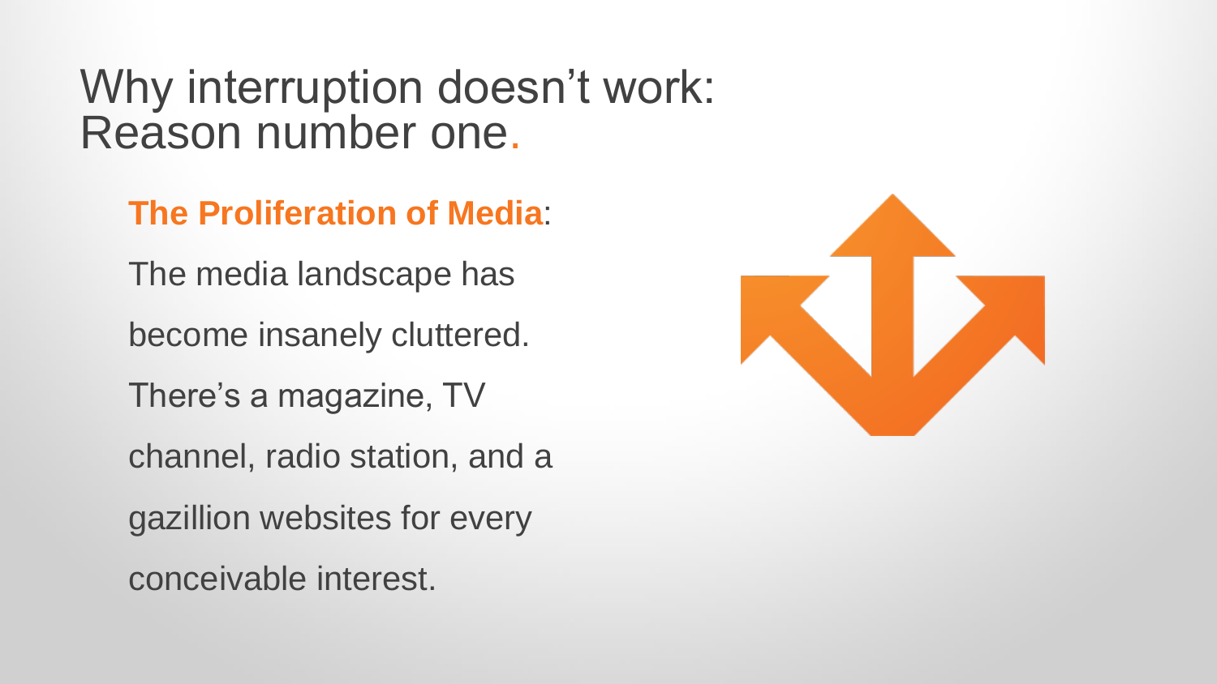# Why interruption doesn't work: Reason number one.

**The Proliferation of Media**:

The media landscape has become insanely cluttered. There's a magazine, TV channel, radio station, and a gazillion websites for every conceivable interest.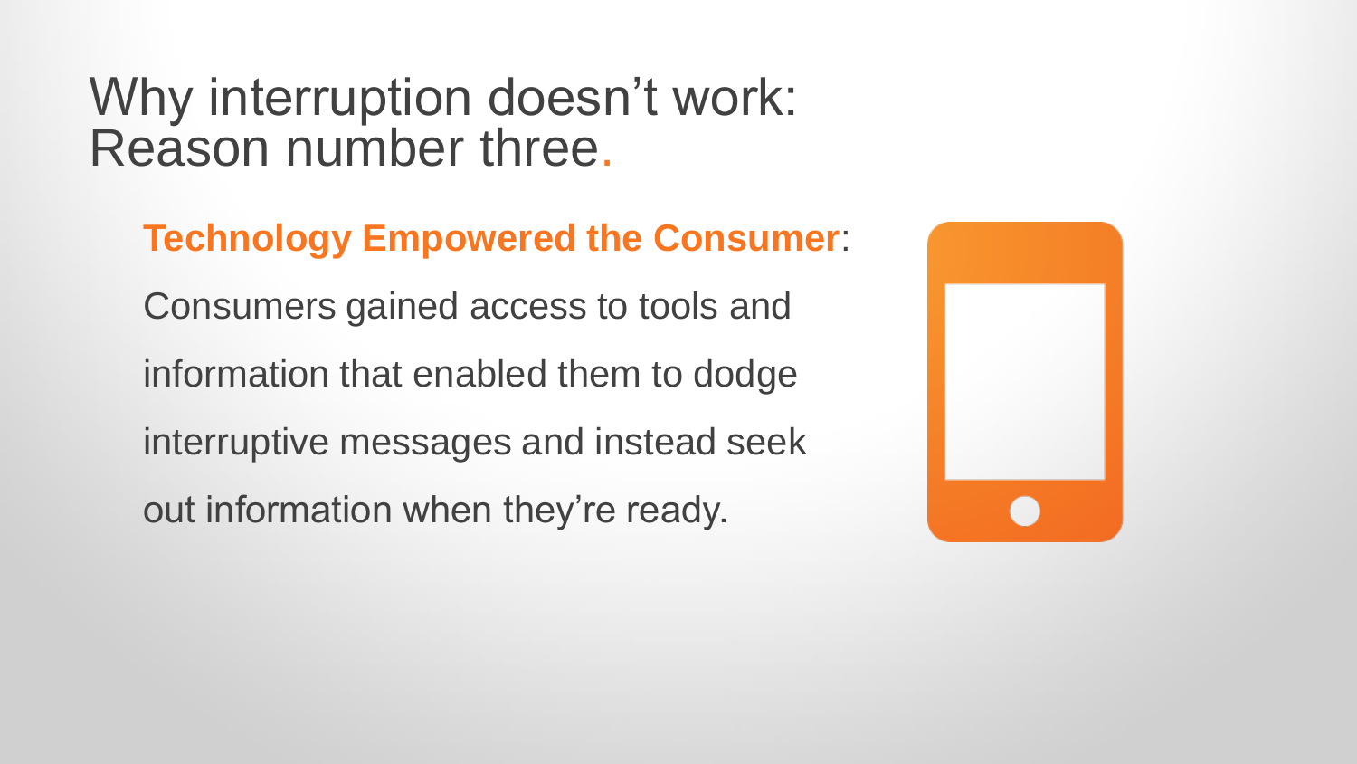# Why interruption doesn't work: Reason number three.

**Technology Empowered the Consumer**:

Consumers gained access to tools and information that enabled them to dodge interruptive messages and instead seek out information when they're ready.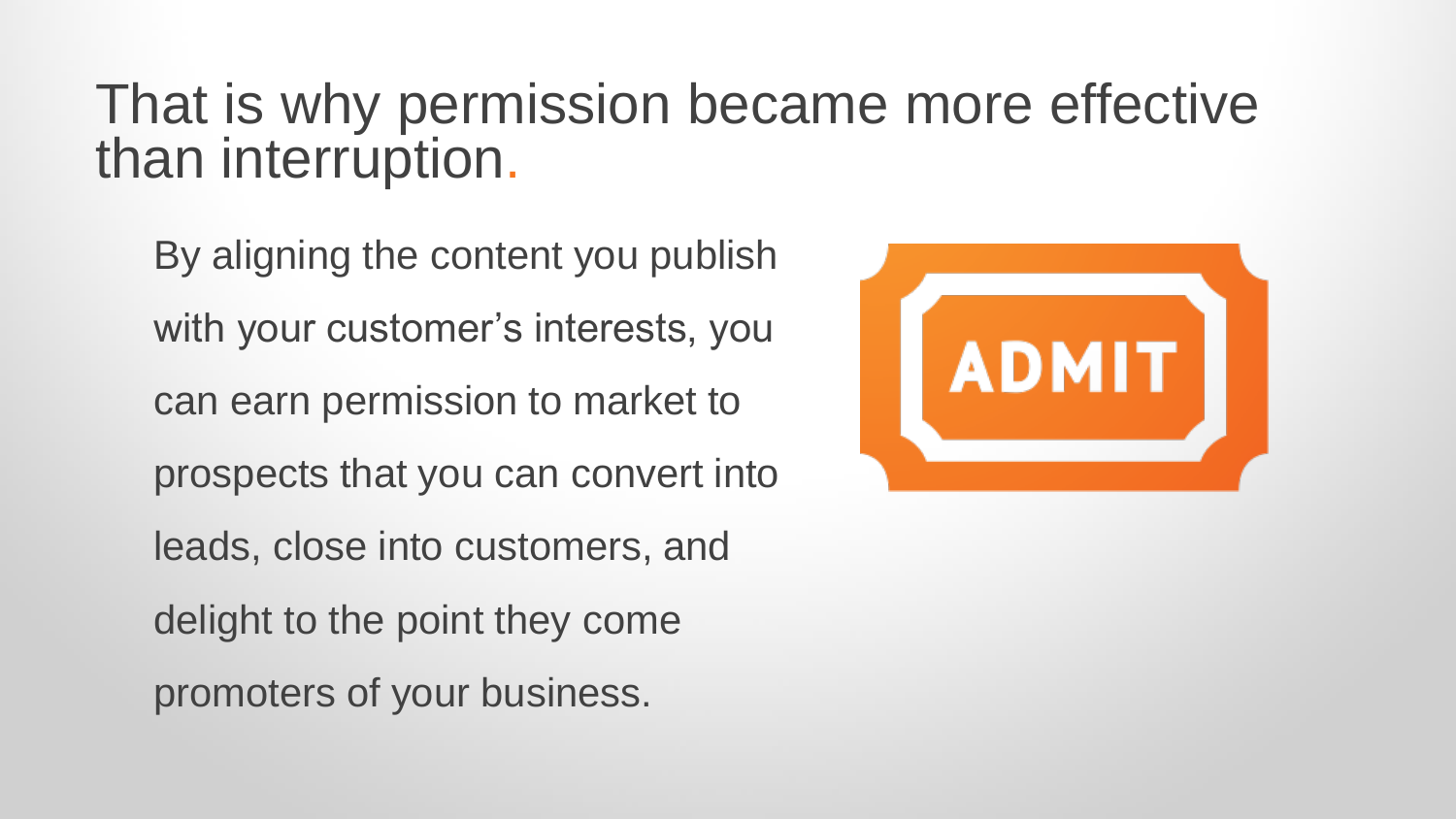# That is why permission became more effective than interruption.

By aligning the content you publish with your customer's interests, you can earn permission to market to prospects that you can convert into leads, close into customers, and delight to the point they come promoters of your business.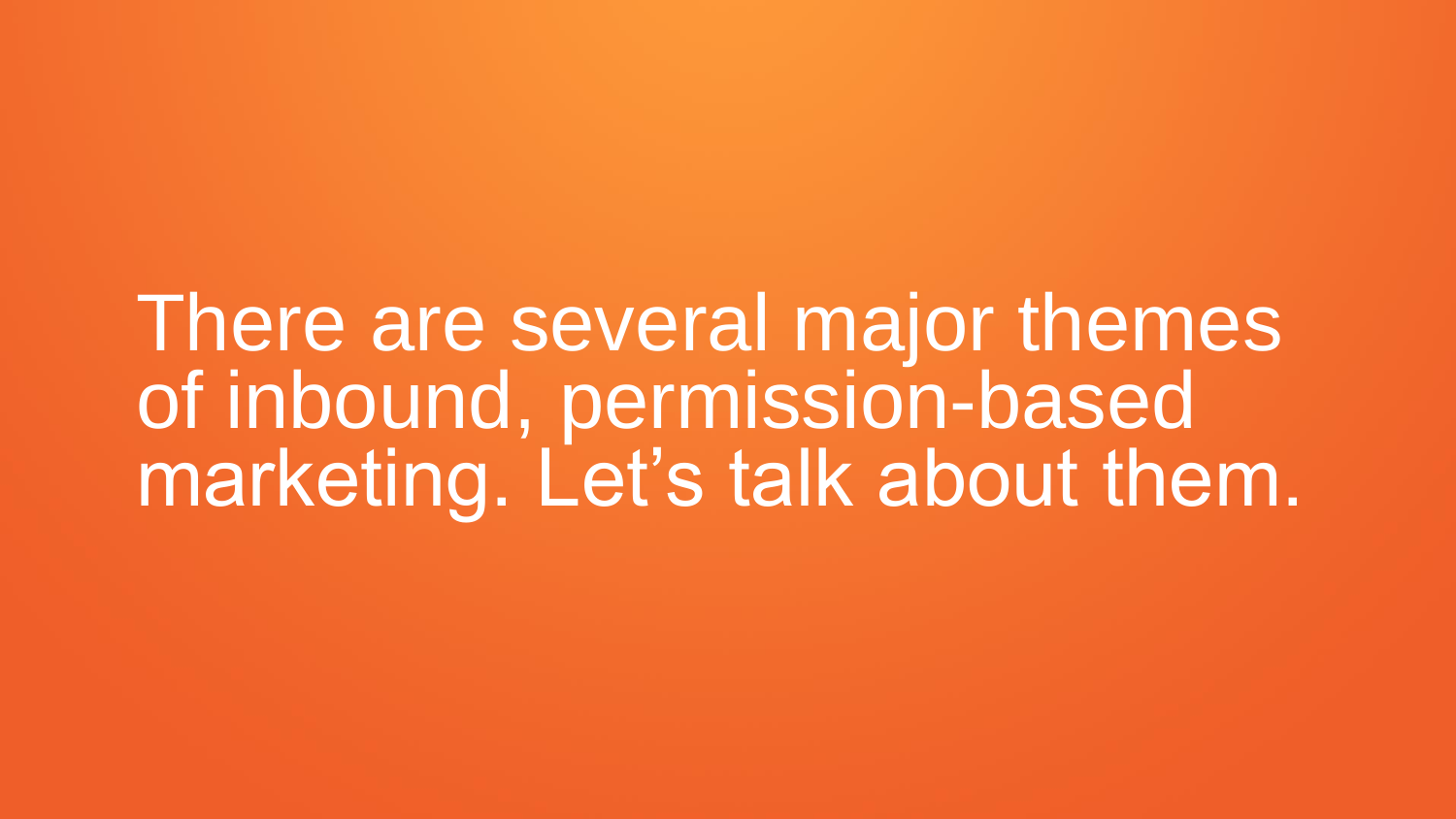There are several major themes of inbound, permission-based marketing. Let’s talk about them.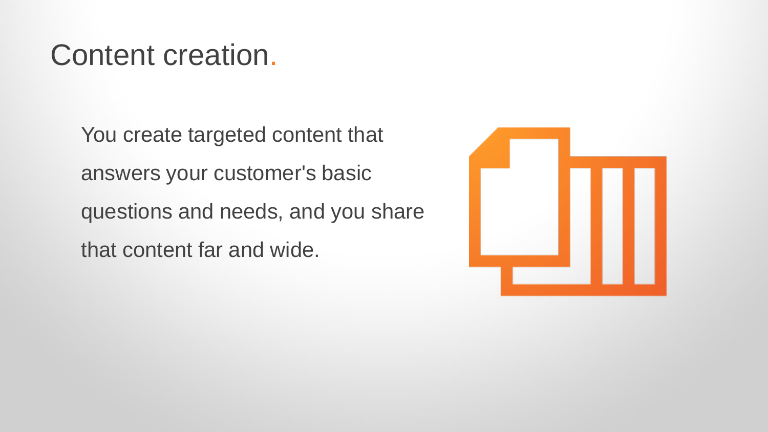# Content creation.

You create targeted content that answers your customer's basic questions and needs, and you share that content far and wide.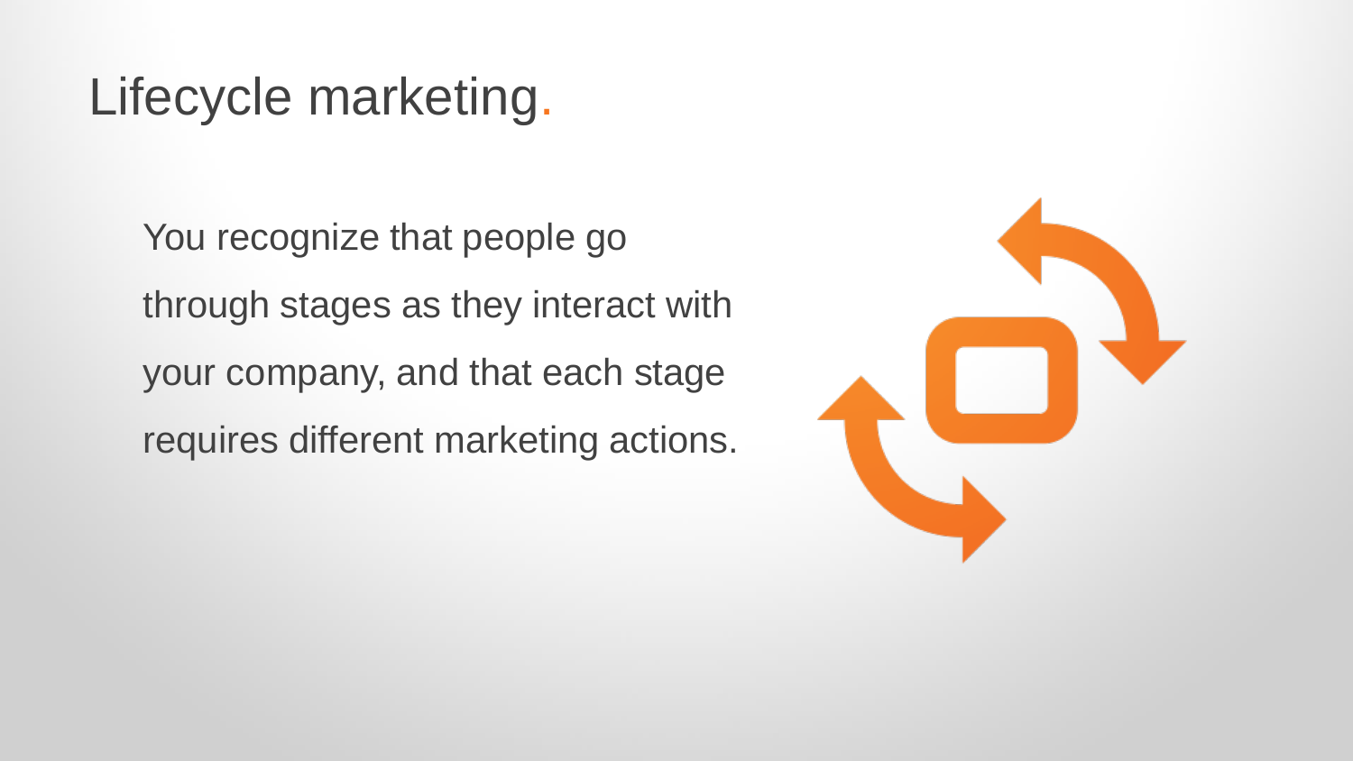# Lifecycle marketing.

You recognize that people go through stages as they interact with your company, and that each stage requires different marketing actions.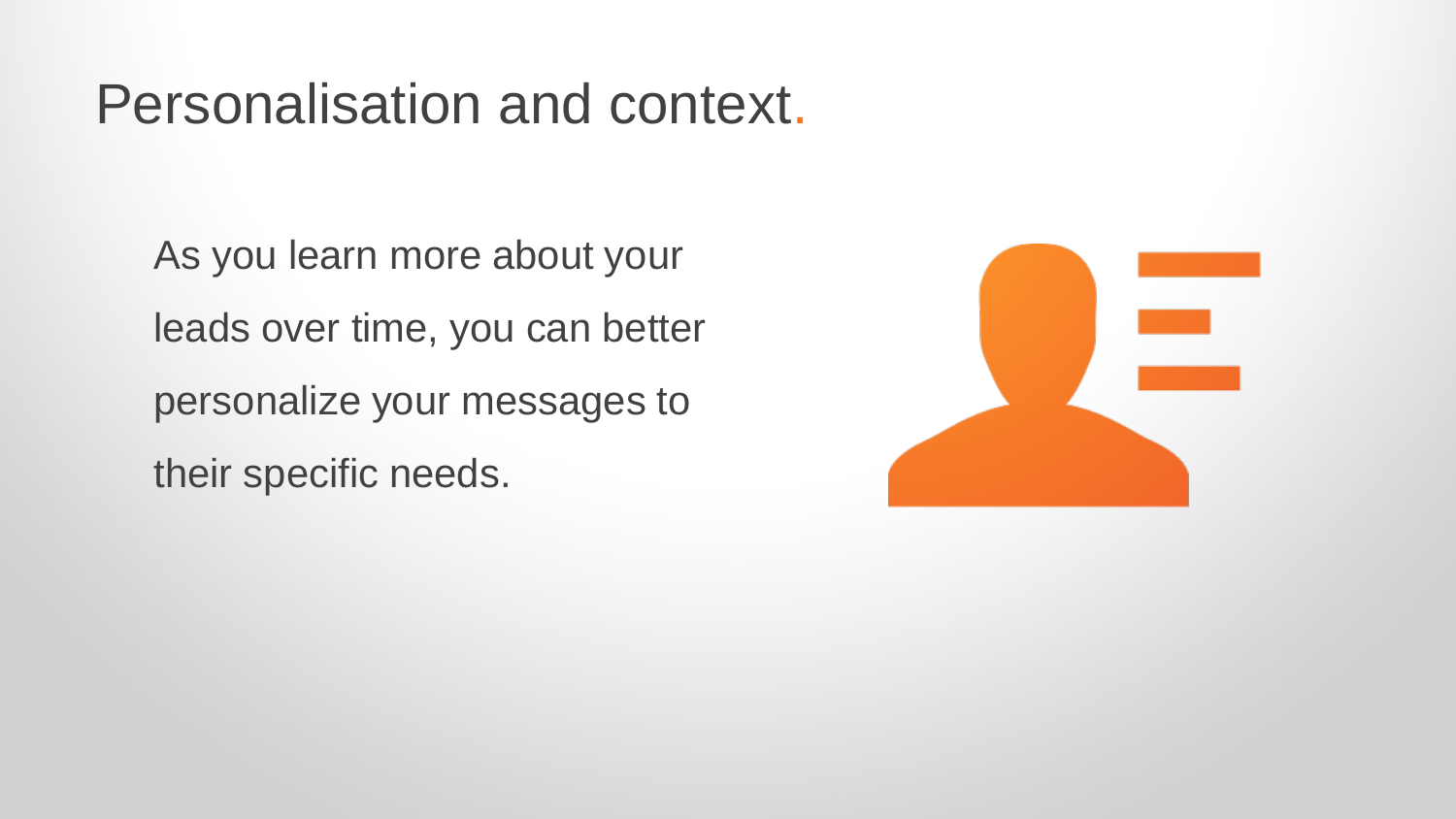# Personalisation and context.

As you learn more about your leads over time, you can better personalize your messages to their specific needs.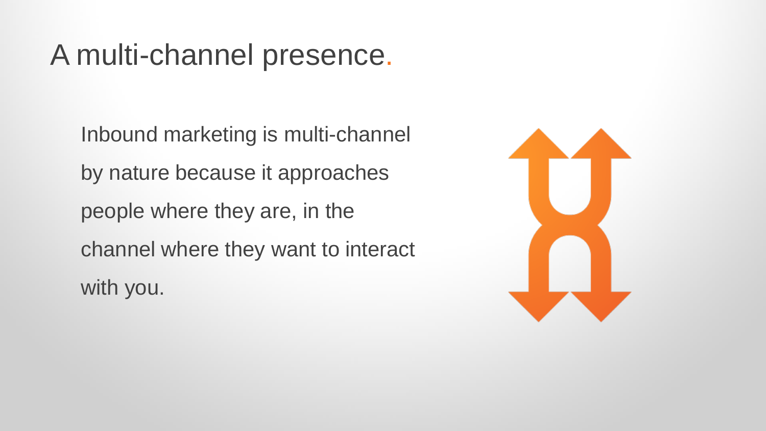# A multi-channel presence.

Inbound marketing is multi-channel by nature because it approaches people where they are, in the channel where they want to interact with you.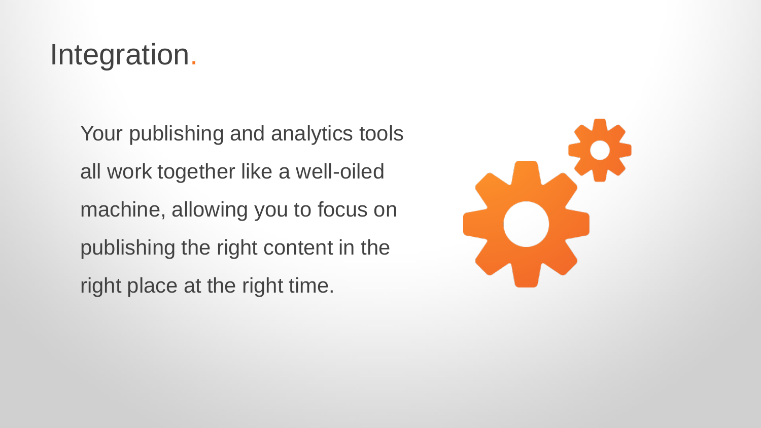# Integration.

Your publishing and analytics tools all work together like a well-oiled machine, allowing you to focus on publishing the right content in the right place at the right time.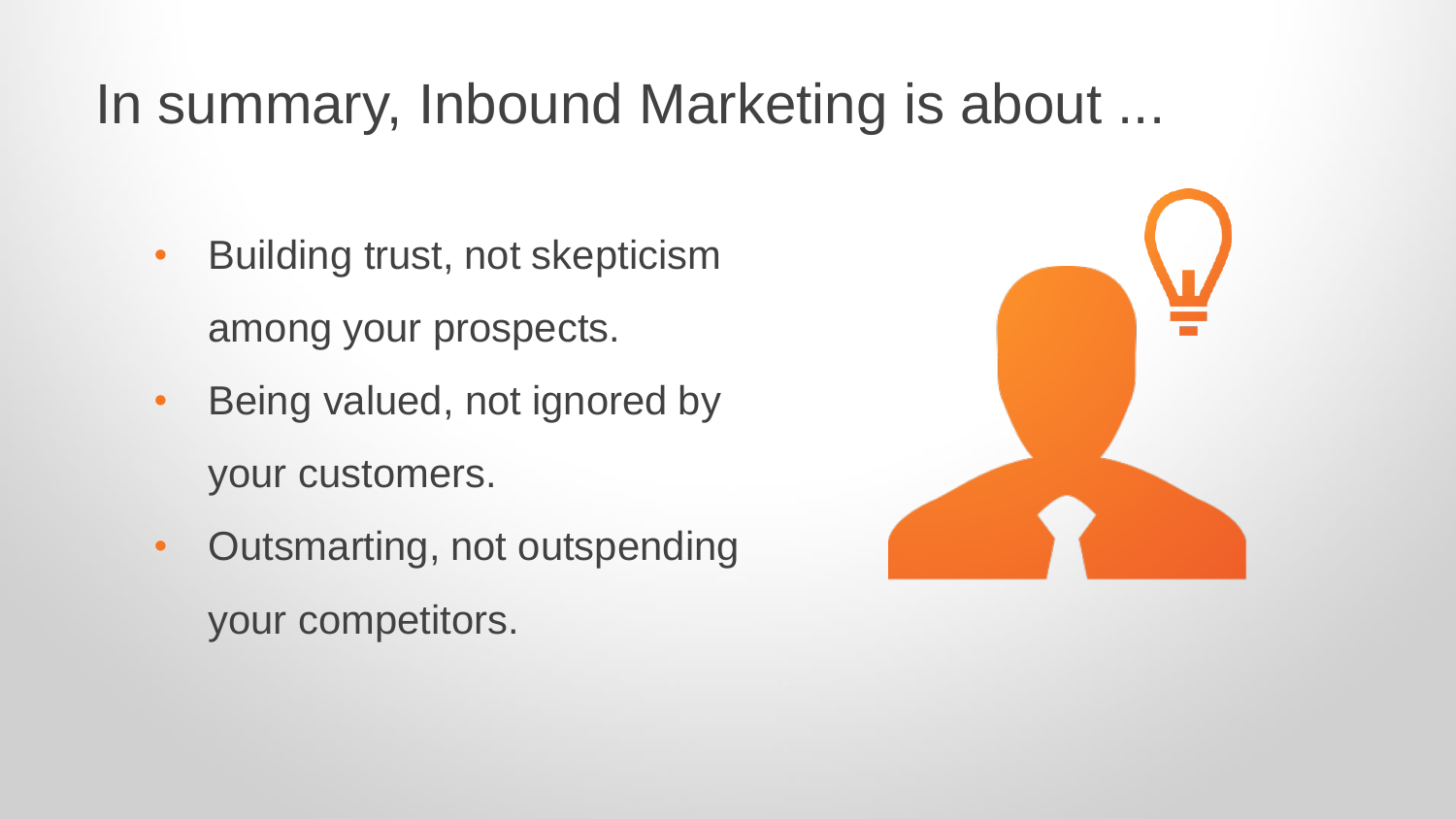# In summary, Inbound Marketing is about ...

- Building trust, not skepticism among your prospects.
- Being valued, not ignored by your customers.
- Outsmarting, not outspending your competitors.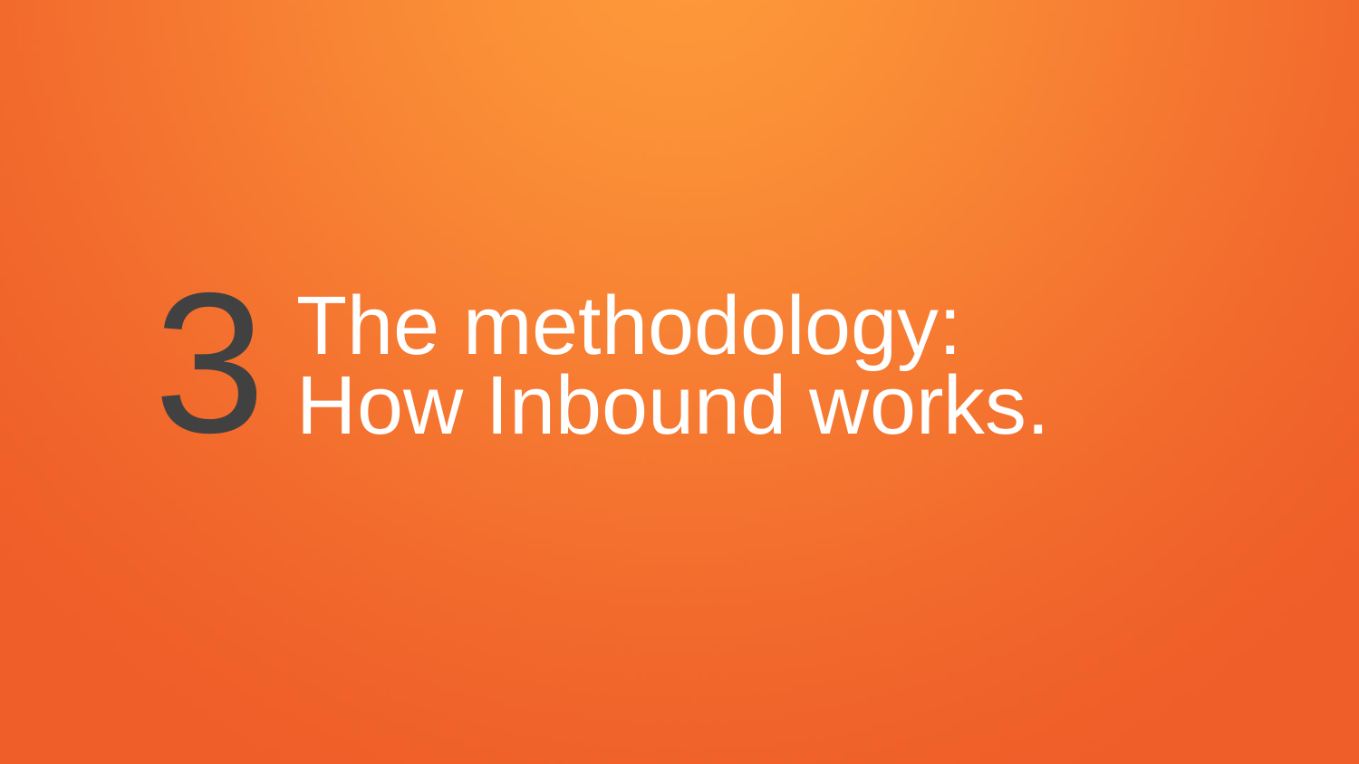# 3 The methodology: How Inbound works.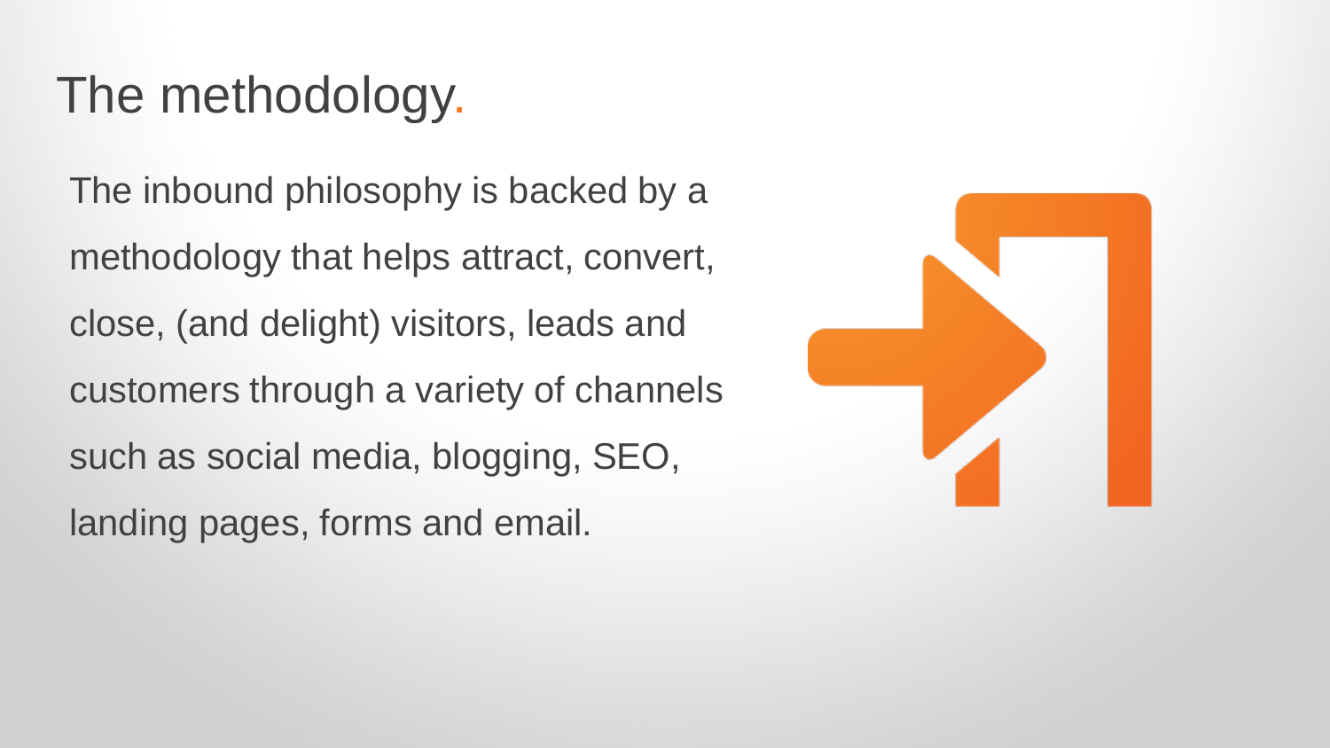# The methodology.

The inbound philosophy is backed by a methodology that helps attract, convert, close, (and delight) visitors, leads and customers through a variety of channels such as social media, blogging, SEO, landing pages, forms and email.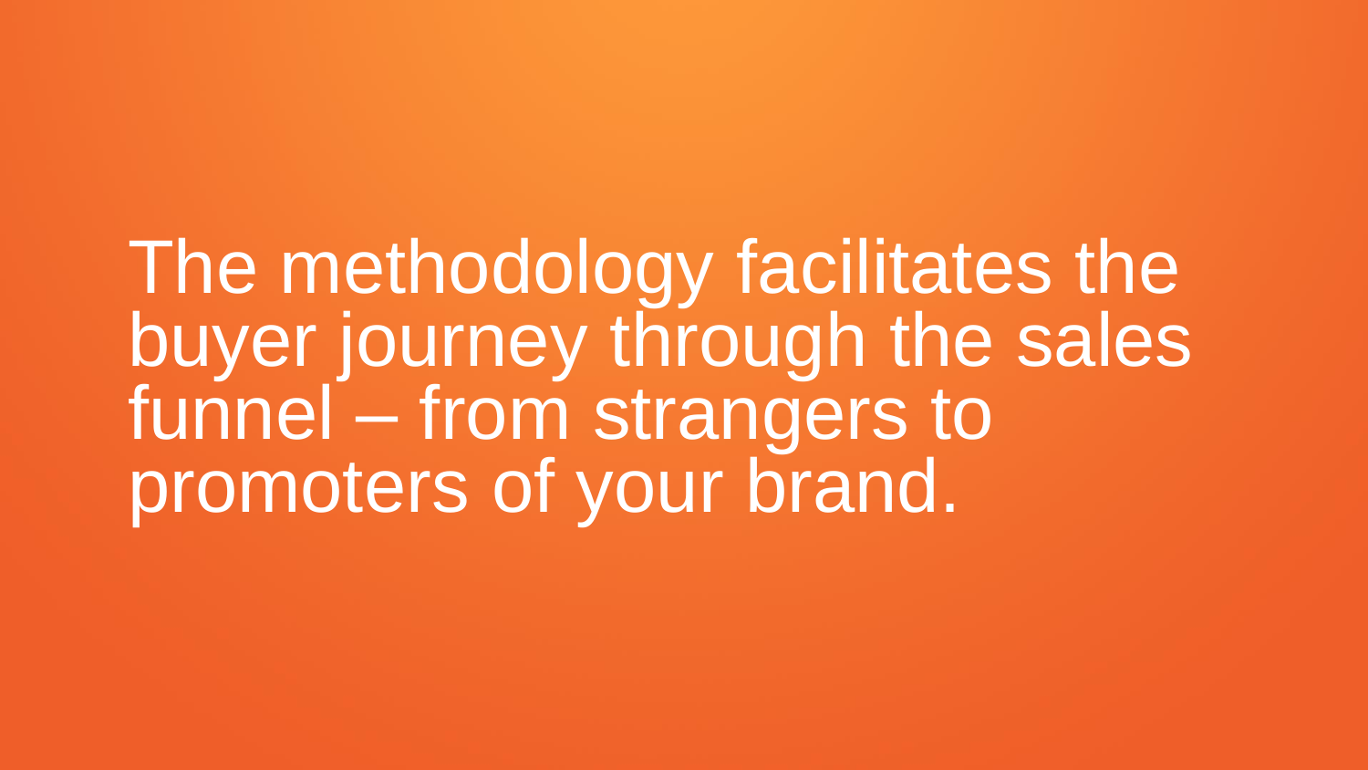The methodology facilitates the buyer journey through the sales funnel – from strangers to promoters of your brand.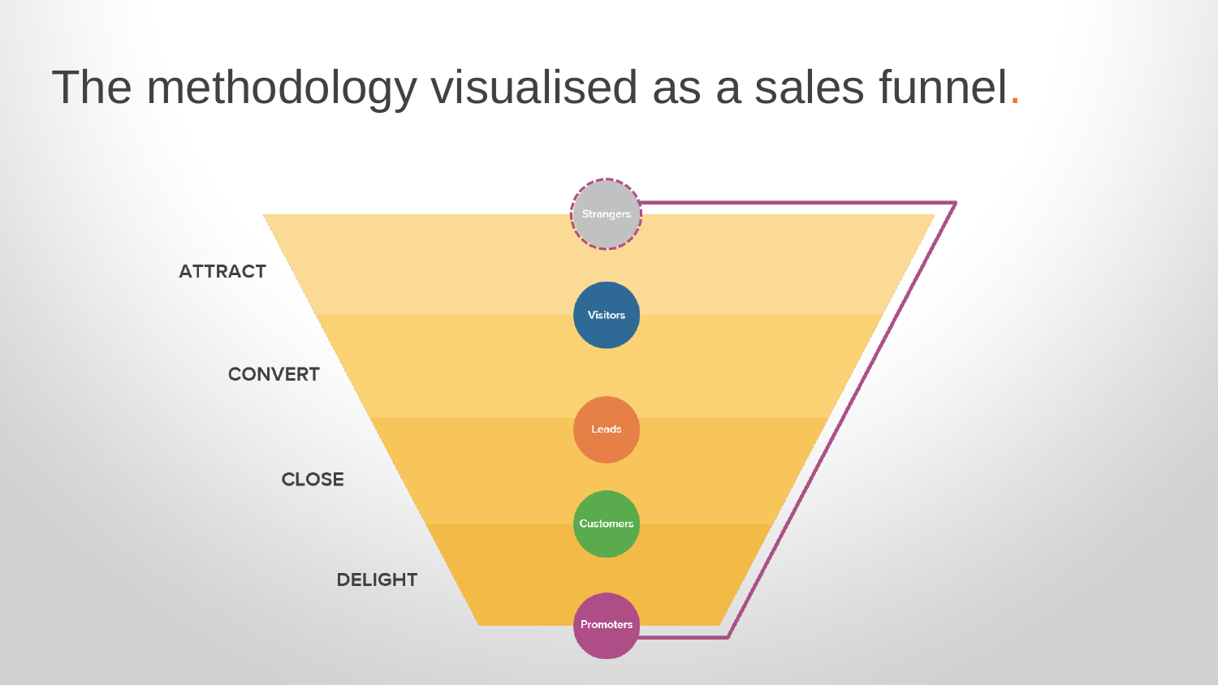# The methodology visualised as a sales funnel.

ATTRACT

CONVERT

CLOSE

DELIGHT

Strangers

Visitors

Leads

Customers

Promoters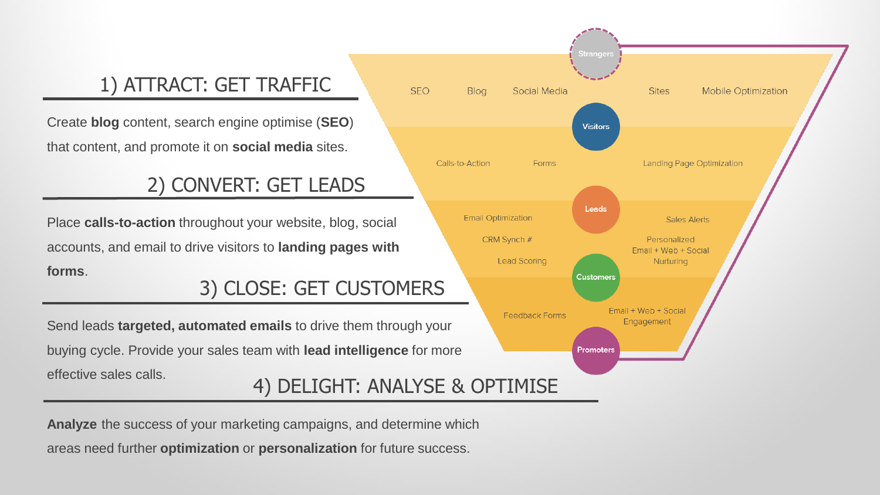## 1) ATTRACT: GET TRAFFIC

Create **blog** content, search engine optimise (**SEO**) that content, and promote it on **social media** sites.

## 2) CONVERT: GET LEADS

Place **calls-to-action** throughout your website, blog, social accounts, and email to drive visitors to **landing pages with forms**.

## 3) CLOSE: GET CUSTOMERS

Send leads **targeted, automated emails** to drive them through your buying cycle. Provide your sales team with **lead intelligence** for more effective sales calls.

## 4) DELIGHT: ANALYSE & OPTIMISE

**Analyze** the success of your marketing campaigns, and determine which areas need further **optimization** or **personalization** for future success.

Strangers

SEO Blog Social Media Sites Mobile Optimization

Visitors

Calls-to-Action Forms Landing Page Optimization

Leads

Email Optimization
CRM Synch #
Lead Scoring
Sales Alerts
Personalized Email + Web + Social Nurturing

Customers

Feedback Forms
Email + Web + Social Engagement

Promoters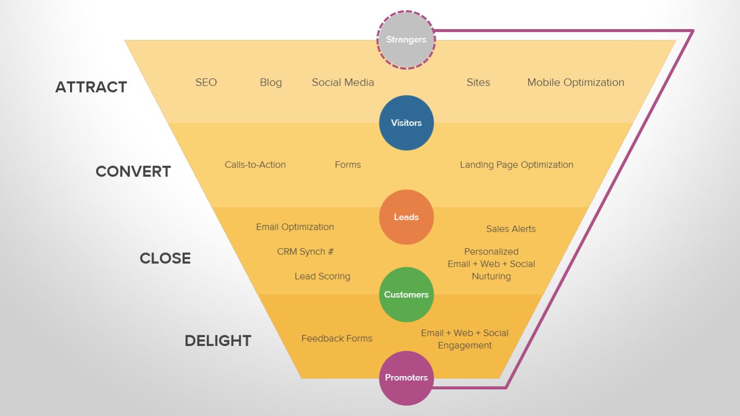## ATTRACT

SEO | Blog | Social Media | Sites | Mobile Optimization

**Strangers** → **Visitors**

## CONVERT

Calls-to-Action | Forms | Landing Page Optimization

**Visitors** → **Leads**

## CLOSE

Email Optimization | CRM Synch # | Lead Scoring | Sales Alerts | Personalized Email + Web + Social Nurturing

**Leads** → **Customers**

## DELIGHT

Feedback Forms | Email + Web + Social Engagement

**Customers** → **Promoters**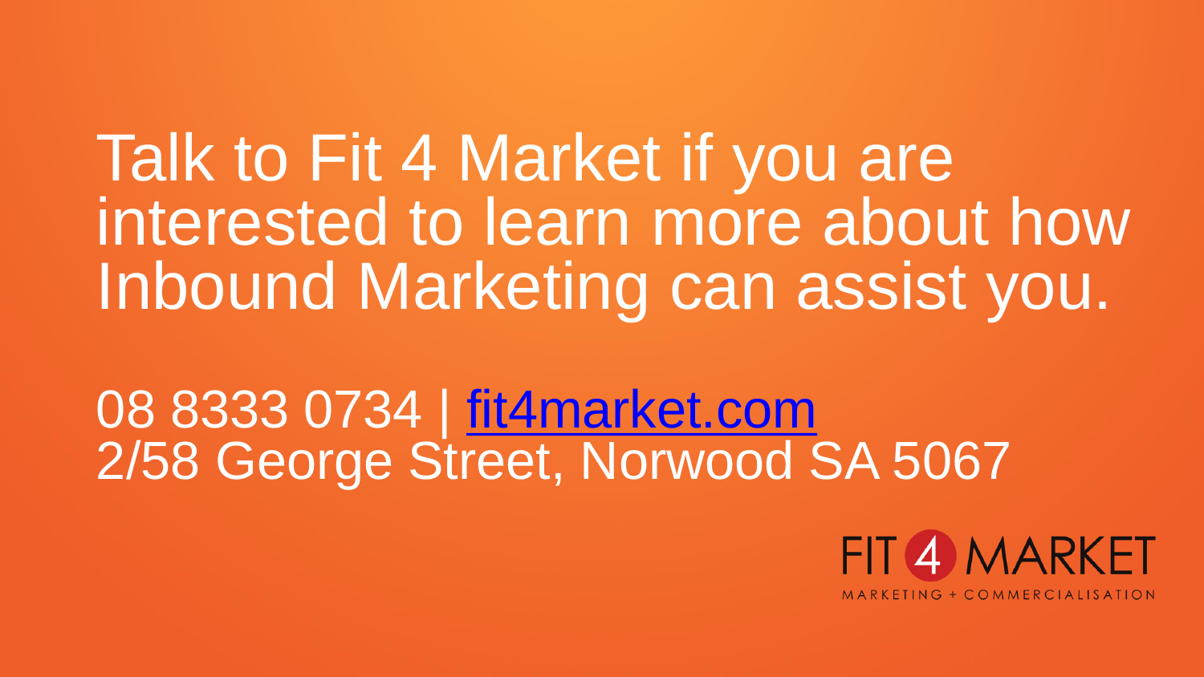Talk to Fit 4 Market if you are interested to learn more about how Inbound Marketing can assist you.

08 8333 0734 | fit4market.com
2/58 George Street, Norwood SA 5067

FIT 4 MARKET
MARKETING + COMMERCIALISATION